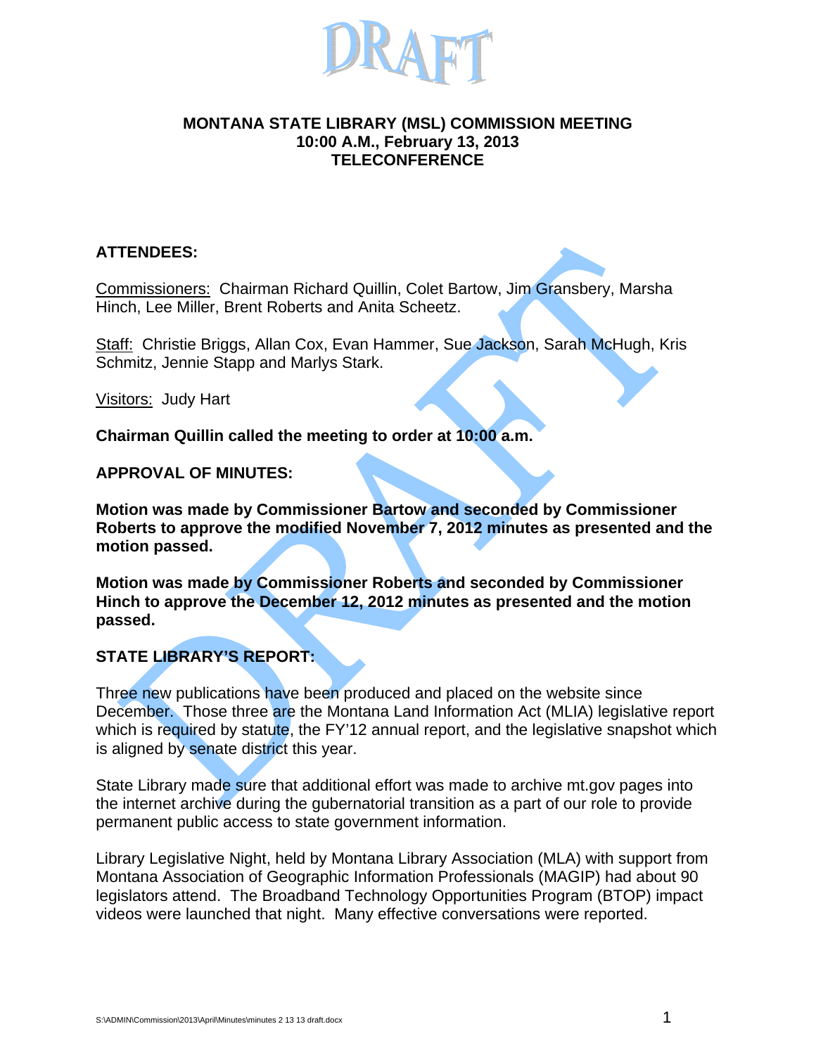# MONTANA STATE LIBRARY (MSL) COMMISSION MEETING
## 10:00 A.M., February 13, 2013
## TELECONFERENCE

**ATTENDEES:**

Commissioners: Chairman Richard Quillin, Colet Bartow, Jim Gransbery, Marsha Hinch, Lee Miller, Brent Roberts and Anita Scheetz.

Staff: Christie Briggs, Allan Cox, Evan Hammer, Sue Jackson, Sarah McHugh, Kris Schmitz, Jennie Stapp and Marlys Stark.

Visitors: Judy Hart

**Chairman Quillin called the meeting to order at 10:00 a.m.**

**APPROVAL OF MINUTES:**

**Motion was made by Commissioner Bartow and seconded by Commissioner Roberts to approve the modified November 7, 2012 minutes as presented and the motion passed.**

**Motion was made by Commissioner Roberts and seconded by Commissioner Hinch to approve the December 12, 2012 minutes as presented and the motion passed.**

**STATE LIBRARY'S REPORT:**

Three new publications have been produced and placed on the website since December. Those three are the Montana Land Information Act (MLIA) legislative report which is required by statute, the FY'12 annual report, and the legislative snapshot which is aligned by senate district this year.

State Library made sure that additional effort was made to archive mt.gov pages into the internet archive during the gubernatorial transition as a part of our role to provide permanent public access to state government information.

Library Legislative Night, held by Montana Library Association (MLA) with support from Montana Association of Geographic Information Professionals (MAGIP) had about 90 legislators attend. The Broadband Technology Opportunities Program (BTOP) impact videos were launched that night. Many effective conversations were reported.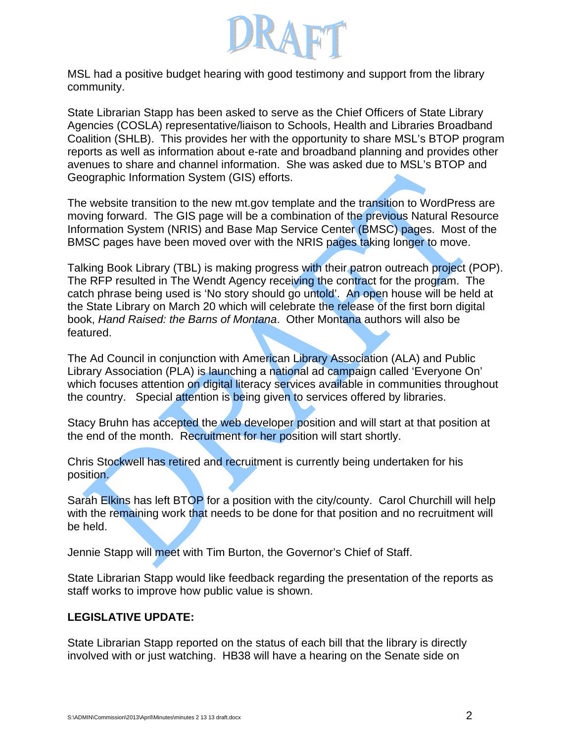MSL had a positive budget hearing with good testimony and support from the library community.

State Librarian Stapp has been asked to serve as the Chief Officers of State Library Agencies (COSLA) representative/liaison to Schools, Health and Libraries Broadband Coalition (SHLB). This provides her with the opportunity to share MSL's BTOP program reports as well as information about e-rate and broadband planning and provides other avenues to share and channel information. She was asked due to MSL's BTOP and Geographic Information System (GIS) efforts.

The website transition to the new mt.gov template and the transition to WordPress are moving forward. The GIS page will be a combination of the previous Natural Resource Information System (NRIS) and Base Map Service Center (BMSC) pages. Most of the BMSC pages have been moved over with the NRIS pages taking longer to move.

Talking Book Library (TBL) is making progress with their patron outreach project (POP). The RFP resulted in The Wendt Agency receiving the contract for the program. The catch phrase being used is 'No story should go untold'. An open house will be held at the State Library on March 20 which will celebrate the release of the first born digital book, *Hand Raised: the Barns of Montana*. Other Montana authors will also be featured.

The Ad Council in conjunction with American Library Association (ALA) and Public Library Association (PLA) is launching a national ad campaign called 'Everyone On' which focuses attention on digital literacy services available in communities throughout the country. Special attention is being given to services offered by libraries.

Stacy Bruhn has accepted the web developer position and will start at that position at the end of the month. Recruitment for her position will start shortly.

Chris Stockwell has retired and recruitment is currently being undertaken for his position.

Sarah Elkins has left BTOP for a position with the city/county. Carol Churchill will help with the remaining work that needs to be done for that position and no recruitment will be held.

Jennie Stapp will meet with Tim Burton, the Governor's Chief of Staff.

State Librarian Stapp would like feedback regarding the presentation of the reports as staff works to improve how public value is shown.

**LEGISLATIVE UPDATE:**

State Librarian Stapp reported on the status of each bill that the library is directly involved with or just watching. HB38 will have a hearing on the Senate side on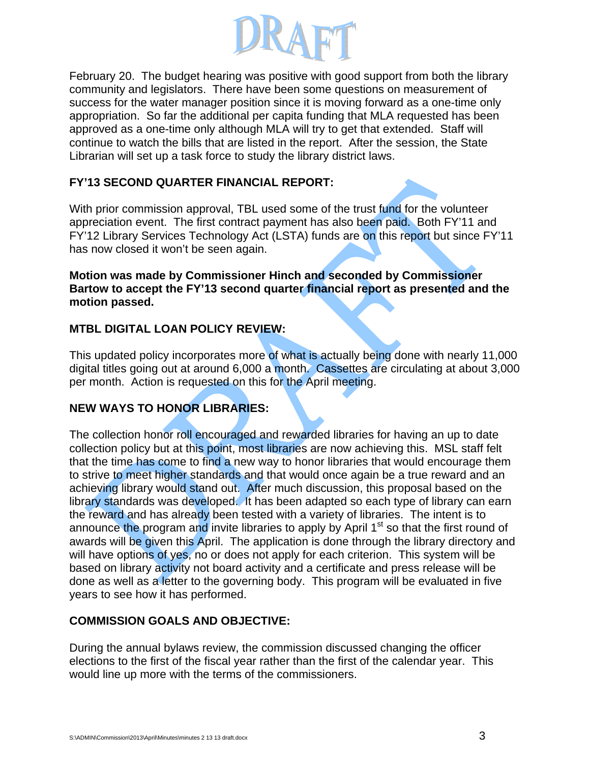February 20. The budget hearing was positive with good support from both the library community and legislators. There have been some questions on measurement of success for the water manager position since it is moving forward as a one-time only appropriation. So far the additional per capita funding that MLA requested has been approved as a one-time only although MLA will try to get that extended. Staff will continue to watch the bills that are listed in the report. After the session, the State Librarian will set up a task force to study the library district laws.

**FY'13 SECOND QUARTER FINANCIAL REPORT:**

With prior commission approval, TBL used some of the trust fund for the volunteer appreciation event. The first contract payment has also been paid. Both FY'11 and FY'12 Library Services Technology Act (LSTA) funds are on this report but since FY'11 has now closed it won't be seen again.

**Motion was made by Commissioner Hinch and seconded by Commissioner Bartow to accept the FY'13 second quarter financial report as presented and the motion passed.**

**MTBL DIGITAL LOAN POLICY REVIEW:**

This updated policy incorporates more of what is actually being done with nearly 11,000 digital titles going out at around 6,000 a month. Cassettes are circulating at about 3,000 per month. Action is requested on this for the April meeting.

**NEW WAYS TO HONOR LIBRARIES:**

The collection honor roll encouraged and rewarded libraries for having an up to date collection policy but at this point, most libraries are now achieving this. MSL staff felt that the time has come to find a new way to honor libraries that would encourage them to strive to meet higher standards and that would once again be a true reward and an achieving library would stand out. After much discussion, this proposal based on the library standards was developed. It has been adapted so each type of library can earn the reward and has already been tested with a variety of libraries. The intent is to announce the program and invite libraries to apply by April 1st so that the first round of awards will be given this April. The application is done through the library directory and will have options of yes, no or does not apply for each criterion. This system will be based on library activity not board activity and a certificate and press release will be done as well as a letter to the governing body. This program will be evaluated in five years to see how it has performed.

**COMMISSION GOALS AND OBJECTIVE:**

During the annual bylaws review, the commission discussed changing the officer elections to the first of the fiscal year rather than the first of the calendar year. This would line up more with the terms of the commissioners.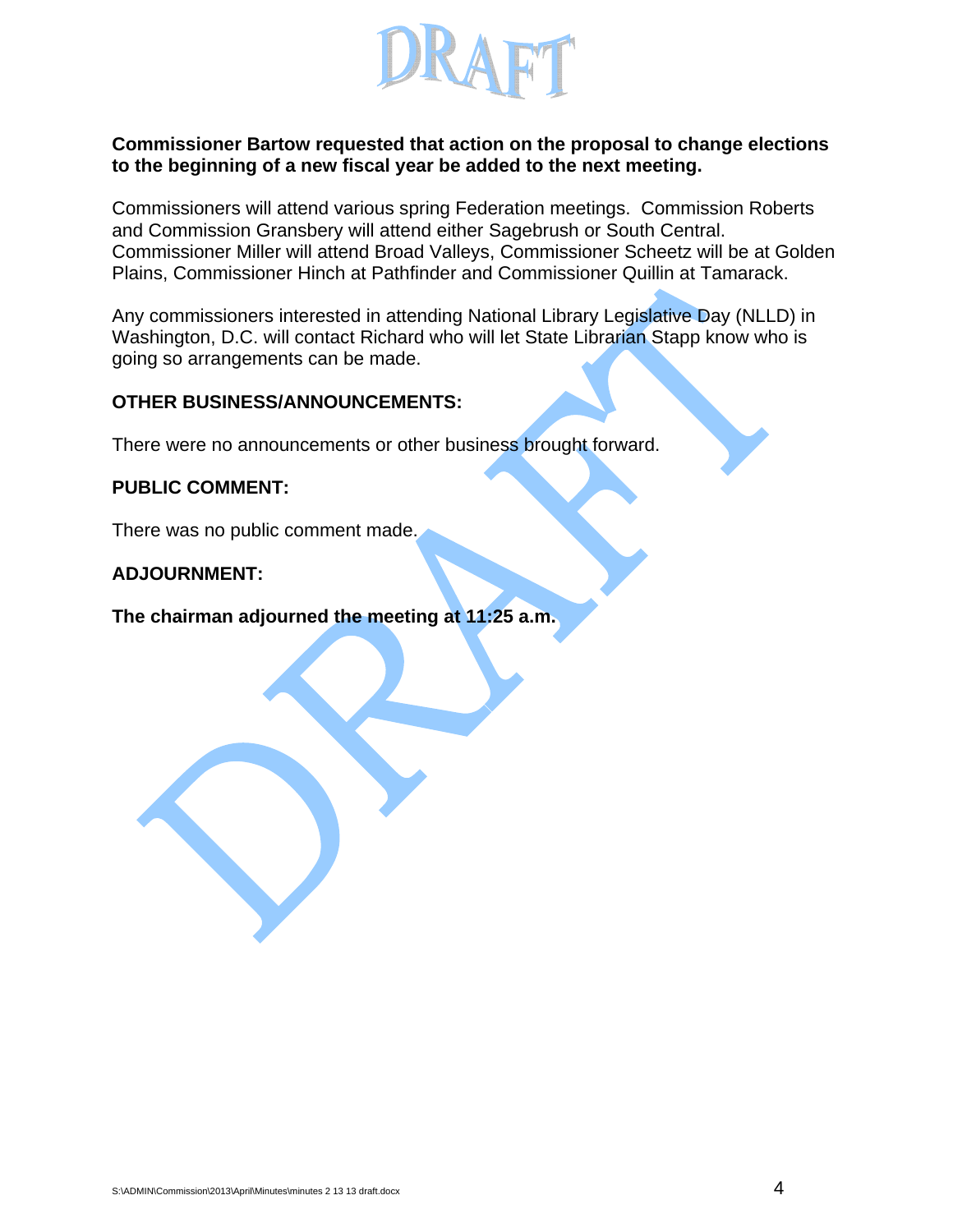**Commissioner Bartow requested that action on the proposal to change elections to the beginning of a new fiscal year be added to the next meeting.**

Commissioners will attend various spring Federation meetings. Commission Roberts and Commission Gransbery will attend either Sagebrush or South Central. Commissioner Miller will attend Broad Valleys, Commissioner Scheetz will be at Golden Plains, Commissioner Hinch at Pathfinder and Commissioner Quillin at Tamarack.

Any commissioners interested in attending National Library Legislative Day (NLLD) in Washington, D.C. will contact Richard who will let State Librarian Stapp know who is going so arrangements can be made.

**OTHER BUSINESS/ANNOUNCEMENTS:**

There were no announcements or other business brought forward.

**PUBLIC COMMENT:**

There was no public comment made.

**ADJOURNMENT:**

**The chairman adjourned the meeting at 11:25 a.m.**